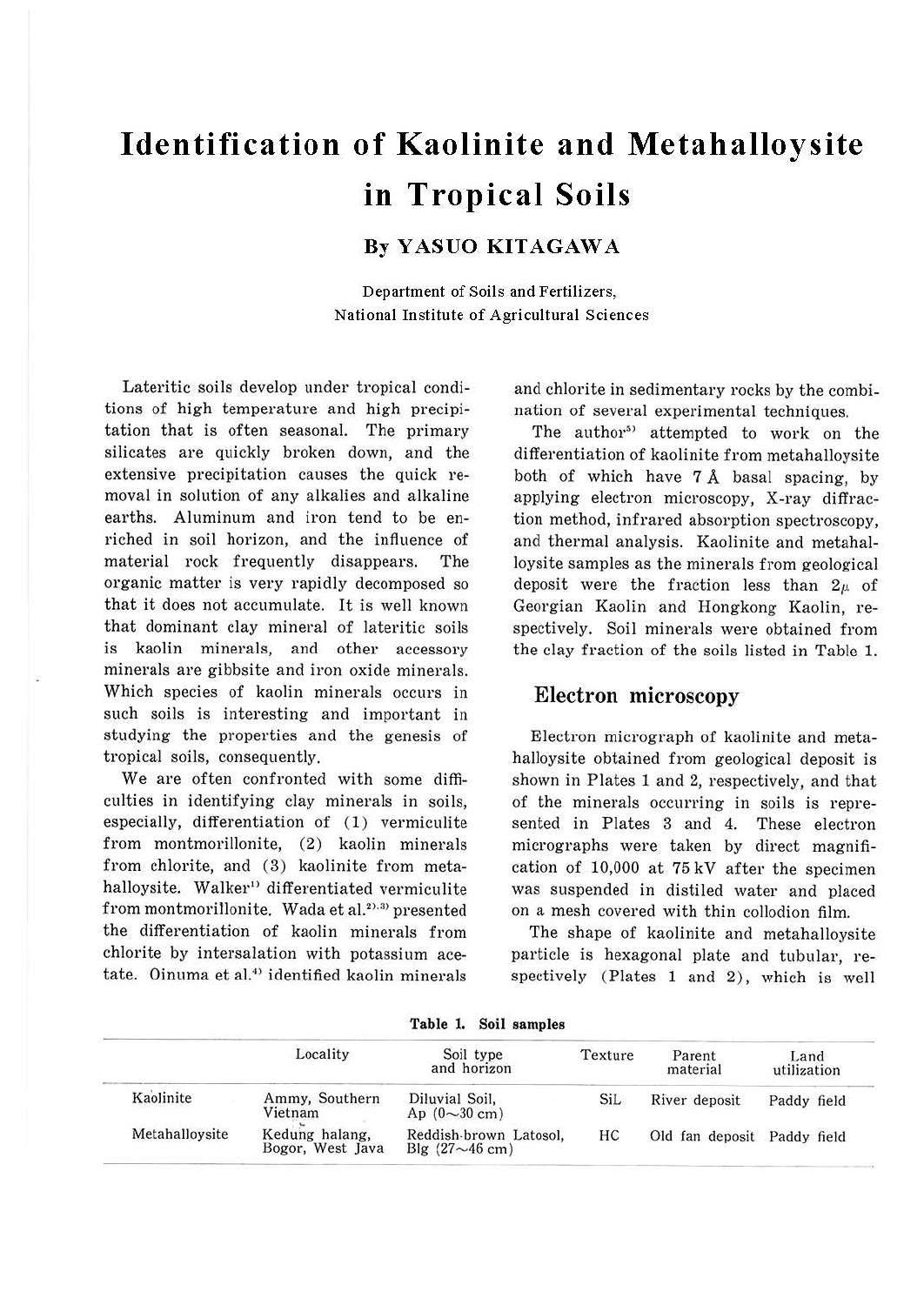# Identification of Kaolinite and Metahalloysite in Tropical Soils

### By YASUO KITAGAWA

Department of Soils and Fertilizers,
National Institute of Agricultural Sciences

Lateritic soils develop under tropical conditions of high temperature and high precipitation that is often seasonal. The primary silicates are quickly broken down, and the extensive precipitation causes the quick removal in solution of any alkalies and alkaline earths. Aluminum and iron tend to be enriched in soil horizon, and the influence of material rock frequently disappears. The organic matter is very rapidly decomposed so that it does not accumulate. It is well known that dominant clay mineral of lateritic soils is kaolin minerals, and other accessory minerals are gibbsite and iron oxide minerals. Which species of kaolin minerals occurs in such soils is interesting and important in studying the properties and the genesis of tropical soils, consequently.

We are often confronted with some difficulties in identifying clay minerals in soils, especially, differentiation of (1) vermiculite from montmorillonite, (2) kaolin minerals from chlorite, and (3) kaolinite from metahalloysite. Walker[1] differentiated vermiculite from montmorillonite. Wada et al.[2,3] presented the differentiation of kaolin minerals from chlorite by intersalation with potassium acetate. Oinuma et al.[4] identified kaolin minerals and chlorite in sedimentary rocks by the combination of several experimental techniques.

The author[5] attempted to work on the differentiation of kaolinite from metahalloysite both of which have 7 Å basal spacing, by applying electron microscopy, X-ray diffraction method, infrared absorption spectroscopy, and thermal analysis. Kaolinite and metahalloysite samples as the minerals from geological deposit were the fraction less than $2\mu$ of Georgian Kaolin and Hongkong Kaolin, respectively. Soil minerals were obtained from the clay fraction of the soils listed in Table 1.

## Electron microscopy

Electron micrograph of kaolinite and metahalloysite obtained from geological deposit is shown in Plates 1 and 2, respectively, and that of the minerals occurring in soils is represented in Plates 3 and 4. These electron micrographs were taken by direct magnification of 10,000 at 75 kV after the specimen was suspended in distiled water and placed on a mesh covered with thin collodion film.

The shape of kaolinite and metahalloysite particle is hexagonal plate and tubular, respectively (Plates 1 and 2), which is well

**Table 1. Soil samples**

| | Locality | Soil type and horizon | Texture | Parent material | Land utilization |
|---|---|---|---|---|---|
| Kaolinite | Ammy, Southern Vietnam | Diluvial Soil, Ap (0～30 cm) | SiL | River deposit | Paddy field |
| Metahalloysite | Kedung halang, Bogor, West Java | Reddish-brown Latosol, Blg (27～46 cm) | HC | Old fan deposit | Paddy field |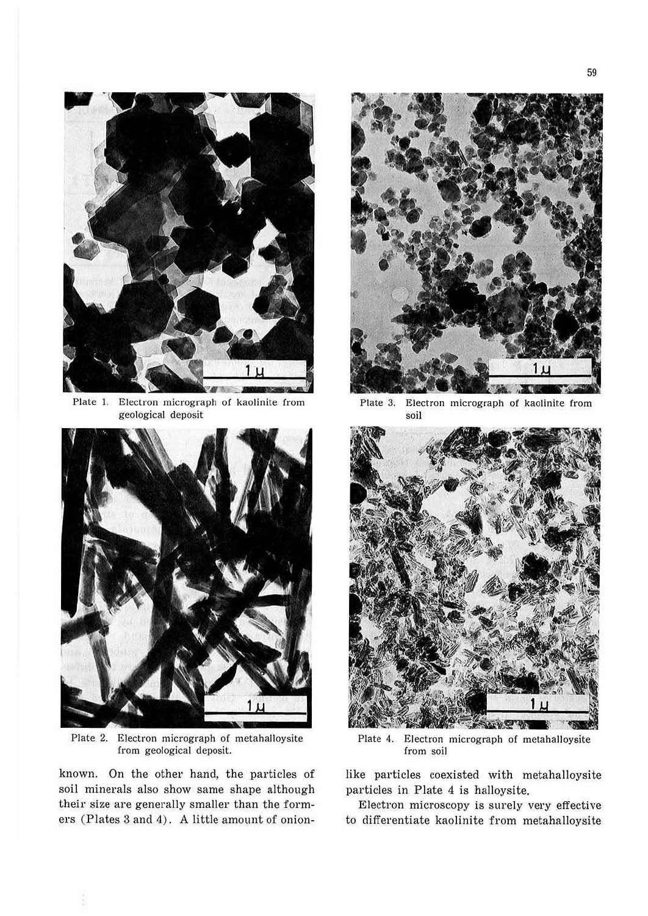Plate 1. Electron micrograph of kaolinite from geological deposit

Plate 2. Electron micrograph of metahalloysite from geological deposit.

Plate 3. Electron micrograph of kaolinite from soil

Plate 4. Electron micrograph of metahalloysite from soil

known. On the other hand, the particles of soil minerals also show same shape although their size are generally smaller than the formers (Plates 3 and 4). A little amount of onion-like particles coexisted with metahalloysite particles in Plate 4 is halloysite.

Electron microscopy is surely very effective to differentiate kaolinite from metahalloysite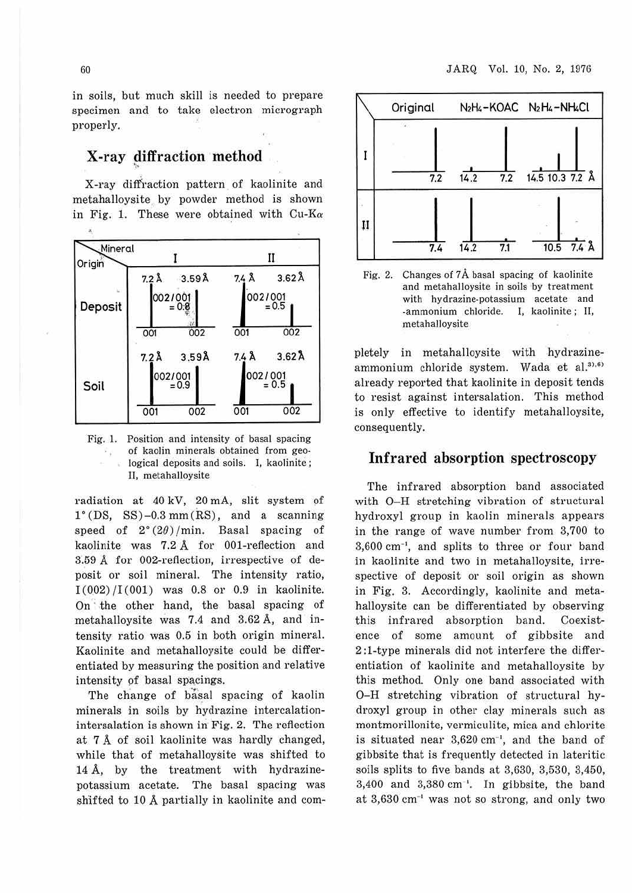in soils, but much skill is needed to prepare specimen and to take electron micrograph properly.

## X-ray diffraction method

X-ray diffraction pattern of kaolinite and metahalloysite by powder method is shown in Fig. 1. These were obtained with Cu-K$\alpha$

| Origin \ Mineral | I | II |
|---|---|---|
| Deposit | 7.2 Å (001), 3.59 Å (002); 002/001 = 0.8 | 7.4 Å (001), 3.62 Å (002); 002/001 = 0.5 |
| Soil | 7.2 Å (001), 3.59 Å (002); 002/001 = 0.9 | 7.4 Å (001), 3.62 Å (002); 002/001 = 0.5 |

Fig. 1. Position and intensity of basal spacing of kaolin minerals obtained from geological deposits and soils. I, kaolinite; II, metahalloysite

radiation at 40 kV, 20 mA, slit system of 1° (DS, SS)–0.3 mm (RS), and a scanning speed of 2° (2$\theta$)/min. Basal spacing of kaolinite was 7.2 Å for 001-reflection and 3.59 Å for 002-reflection, irrespective of deposit or soil mineral. The intensity ratio, I(002)/I(001) was 0.8 or 0.9 in kaolinite. On the other hand, the basal spacing of metahalloysite was 7.4 and 3.62 Å, and intensity ratio was 0.5 in both origin mineral. Kaolinite and metahalloysite could be differentiated by measuring the position and relative intensity of basal spacings.

The change of basal spacing of kaolin minerals in soils by hydrazine intercalation-intersalation is shown in Fig. 2. The reflection at 7 Å of soil kaolinite was hardly changed, while that of metahalloysite was shifted to 14 Å, by the treatment with hydrazine-potassium acetate. The basal spacing was shifted to 10 Å partially in kaolinite and completely in metahalloysite with hydrazine-ammonium chloride system. Wada et al.[3),6)] already reported that kaolinite in deposit tends to resist against intersalation. This method is only effective to identify metahalloysite, consequently.

| | Original | $N_2H_4$-KOAC | $N_2H_4$-$NH_4Cl$ |
|---|---|---|---|
| I | 7.2 | 14.2, 7.2 | 14.5, 10.3, 7.2 Å |
| II | 7.4 | 14.2, 7.1 | 10.5, 7.4 Å |

Fig. 2. Changes of 7Å basal spacing of kaolinite and metahalloysite in soils by treatment with hydrazine-potassium acetate and -ammonium chloride. I, kaolinite; II, metahalloysite

## Infrared absorption spectroscopy

The infrared absorption band associated with O–H stretching vibration of structural hydroxyl group in kaolin minerals appears in the range of wave number from 3,700 to 3,600 cm$^{-1}$, and splits to three or four band in kaolinite and two in metahalloysite, irrespective of deposit or soil origin as shown in Fig. 3. Accordingly, kaolinite and metahalloysite can be differentiated by observing this infrared absorption band. Coexistence of some amount of gibbsite and 2:1-type minerals did not interfere the differentiation of kaolinite and metahalloysite by this method. Only one band associated with O–H stretching vibration of structural hydroxyl group in other clay minerals such as montmorillonite, vermiculite, mica and chlorite is situated near 3,620 cm$^{-1}$, and the band of gibbsite that is frequently detected in lateritic soils splits to five bands at 3,630, 3,530, 3,450, 3,400 and 3,380 cm$^{-1}$. In gibbsite, the band at 3,630 cm$^{-1}$ was not so strong, and only two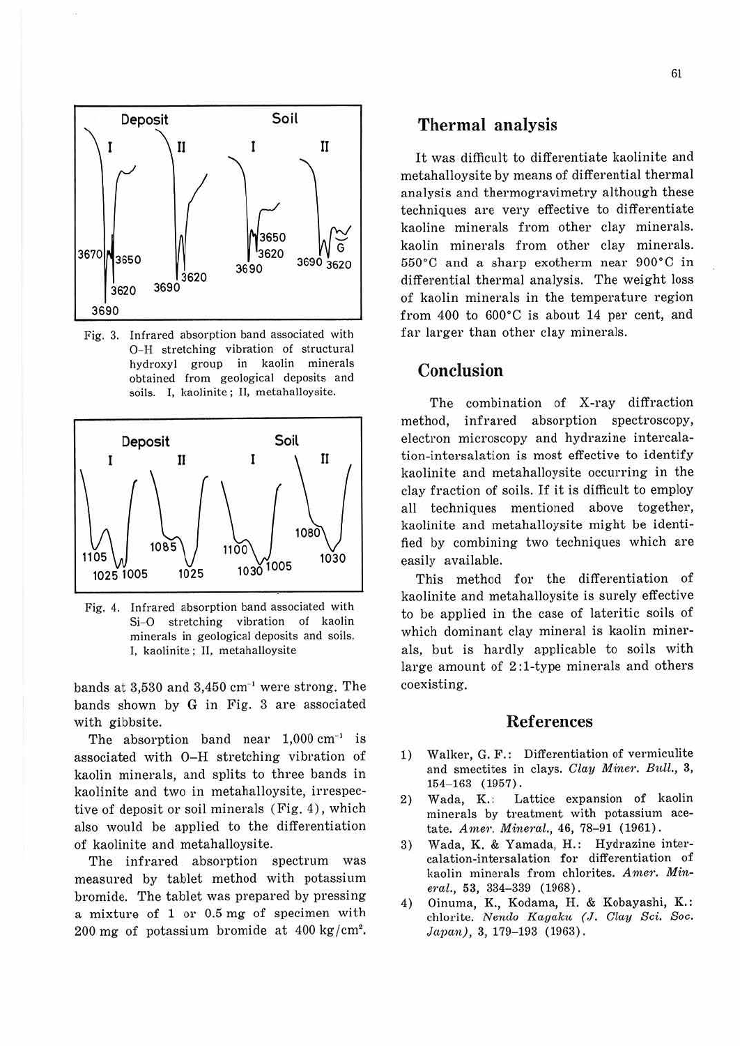Fig. 3. Infrared absorption band associated with O-H stretching vibration of structural hydroxyl group in kaolin minerals obtained from geological deposits and soils. I, kaolinite; II, metahalloysite.

Fig. 4. Infrared absorption band associated with Si-O stretching vibration of kaolin minerals in geological deposits and soils. I, kaolinite; II, metahalloysite

bands at 3,530 and 3,450 $cm^{-1}$ were strong. The bands shown by G in Fig. 3 are associated with gibbsite.

The absorption band near 1,000 $cm^{-1}$ is associated with O-H stretching vibration of kaolin minerals, and splits to three bands in kaolinite and two in metahalloysite, irrespective of deposit or soil minerals (Fig. 4), which also would be applied to the differentiation of kaolinite and metahalloysite.

The infrared absorption spectrum was measured by tablet method with potassium bromide. The tablet was prepared by pressing a mixture of 1 or 0.5 mg of specimen with 200 mg of potassium bromide at 400 $kg/cm^2$.

## Thermal analysis

It was difficult to differentiate kaolinite and metahalloysite by means of differential thermal analysis and thermogravimetry although these techniques are very effective to differentiate kaoline minerals from other clay minerals. kaolin minerals from other clay minerals. 550°C and a sharp exotherm near 900°C in differential thermal analysis. The weight loss of kaolin minerals in the temperature region from 400 to 600°C is about 14 per cent, and far larger than other clay minerals.

## Conclusion

The combination of X-ray diffraction method, infrared absorption spectroscopy, electron microscopy and hydrazine intercalation-intersalation is most effective to identify kaolinite and metahalloysite occurring in the clay fraction of soils. If it is difficult to employ all techniques mentioned above together, kaolinite and metahalloysite might be identified by combining two techniques which are easily available.

This method for the differentiation of kaolinite and metahalloysite is surely effective to be applied in the case of lateritic soils of which dominant clay mineral is kaolin minerals, but is hardly applicable to soils with large amount of 2:1-type minerals and others coexisting.

## References

1) Walker, G. F.: Differentiation of vermiculite and smectites in clays. *Clay Miner. Bull.*, **3**, 154–163 (1957).
2) Wada, K.: Lattice expansion of kaolin minerals by treatment with potassium acetate. *Amer. Mineral.*, 46, 78–91 (1961).
3) Wada, K. & Yamada, H.: Hydrazine intercalation-intersalation for differentiation of kaolin minerals from chlorites. *Amer. Mineral.*, 53, 334–339 (1968).
4) Oinuma, K., Kodama, H. & Kobayashi, K.: chlorite. *Nendo Kagaku (J. Clay Sci. Soc. Japan)*, 3, 179–193 (1963).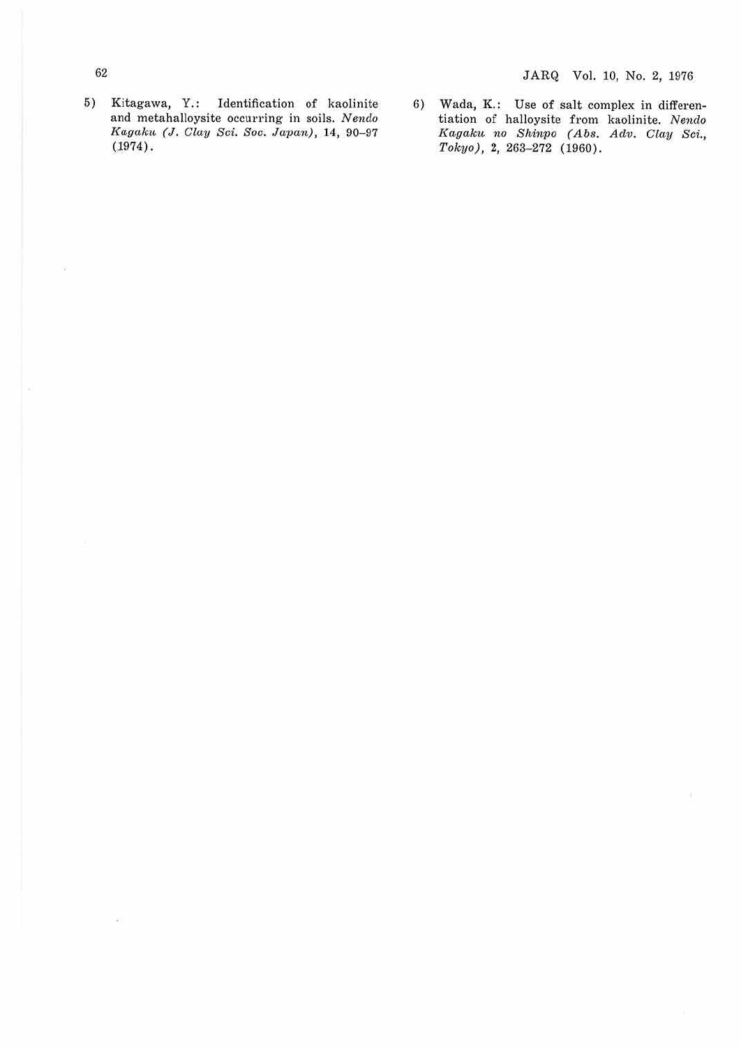5) Kitagawa, Y.: Identification of kaolinite and metahalloysite occurring in soils. *Nendo Kagaku (J. Clay Sci. Soc. Japan)*, 14, 90–97 (1974).

6) Wada, K.: Use of salt complex in differentiation of halloysite from kaolinite. *Nendo Kagaku no Shinpo (Abs. Adv. Clay Sci., Tokyo)*, 2, 263–272 (1960).